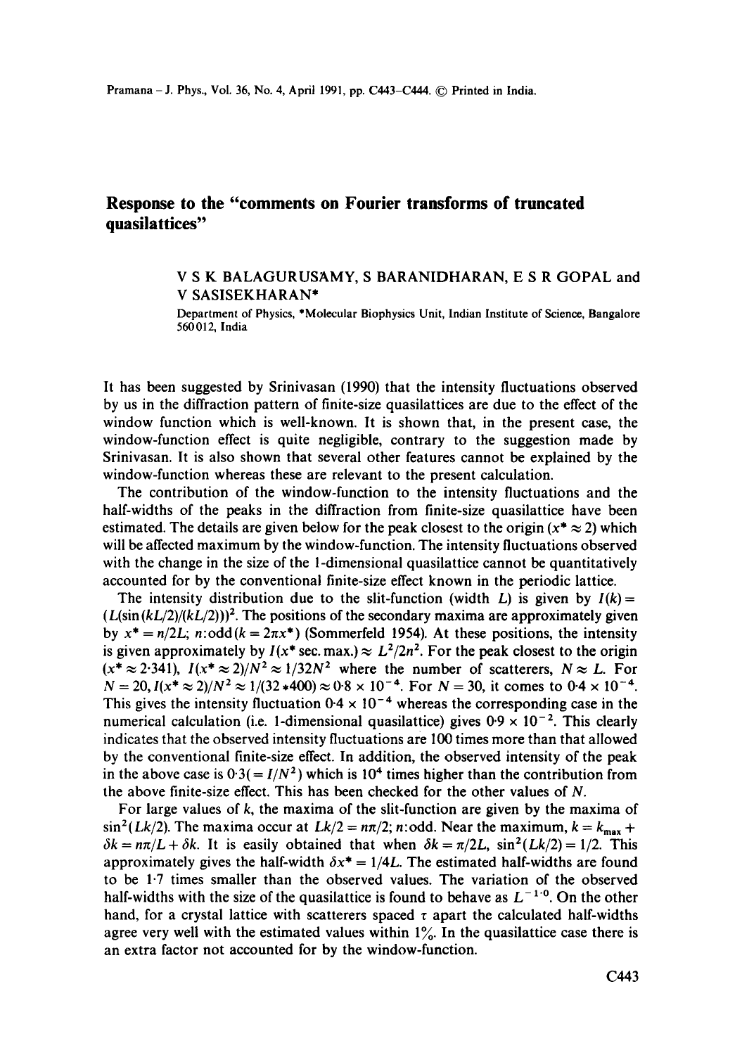# Response to the "comments on Fourier transforms of truncated quasilattices"

V S K BALAGURUSAMY, S BARANIDHARAN, E S R GOPAL and V SASISEKHARAN*

Department of Physics, *Molecular Biophysics Unit, Indian Institute of Science, Bangalore 560012, India

It has been suggested by Srinivasan (1990) that the intensity fluctuations observed by us in the diffraction pattern of finite-size quasilattices are due to the effect of the window function which is well-known. It is shown that, in the present case, the window-function effect is quite negligible, contrary to the suggestion made by Srinivasan. It is also shown that several other features cannot be explained by the window-function whereas these are relevant to the present calculation.

The contribution of the window-function to the intensity fluctuations and the half-widths of the peaks in the diffraction from finite-size quasilattice have been estimated. The details are given below for the peak closest to the origin ($x^* \approx 2$) which will be affected maximum by the window-function. The intensity fluctuations observed with the change in the size of the 1-dimensional quasilattice cannot be quantitatively accounted for by the conventional finite-size effect known in the periodic lattice.

The intensity distribution due to the slit-function (width $L$) is given by $I(k) = (L(\sin(kL/2)/(kL/2)))^2$. The positions of the secondary maxima are approximately given by $x^* = n/2L$; $n$:odd($k = 2\pi x^*$) (Sommerfeld 1954). At these positions, the intensity is given approximately by $I(x^* \text{ sec. max.}) \approx L^2/2n^2$. For the peak closest to the origin ($x^* \approx 2{\cdot}341$), $I(x^* \approx 2)/N^2 \approx 1/32N^2$ where the number of scatterers, $N \approx L$. For $N = 20$, $I(x^* \approx 2)/N^2 \approx 1/(32 * 400) \approx 0{\cdot}8 \times 10^{-4}$. For $N = 30$, it comes to $0{\cdot}4 \times 10^{-4}$. This gives the intensity fluctuation $0{\cdot}4 \times 10^{-4}$ whereas the corresponding case in the numerical calculation (i.e. 1-dimensional quasilattice) gives $0{\cdot}9 \times 10^{-2}$. This clearly indicates that the observed intensity fluctuations are 100 times more than that allowed by the conventional finite-size effect. In addition, the observed intensity of the peak in the above case is $0{\cdot}3 (= I/N^2)$ which is $10^4$ times higher than the contribution from the above finite-size effect. This has been checked for the other values of $N$.

For large values of $k$, the maxima of the slit-function are given by the maxima of $\sin^2(Lk/2)$. The maxima occur at $Lk/2 = n\pi/2$; $n$:odd. Near the maximum, $k = k_{\max} + \delta k = n\pi/L + \delta k$. It is easily obtained that when $\delta k = \pi/2L$, $\sin^2(Lk/2) = 1/2$. This approximately gives the half-width $\delta x^* = 1/4L$. The estimated half-widths are found to be 1·7 times smaller than the observed values. The variation of the observed half-widths with the size of the quasilattice is found to behave as $L^{-1{\cdot}0}$. On the other hand, for a crystal lattice with scatterers spaced $\tau$ apart the calculated half-widths agree very well with the estimated values within 1%. In the quasilattice case there is an extra factor not accounted for by the window-function.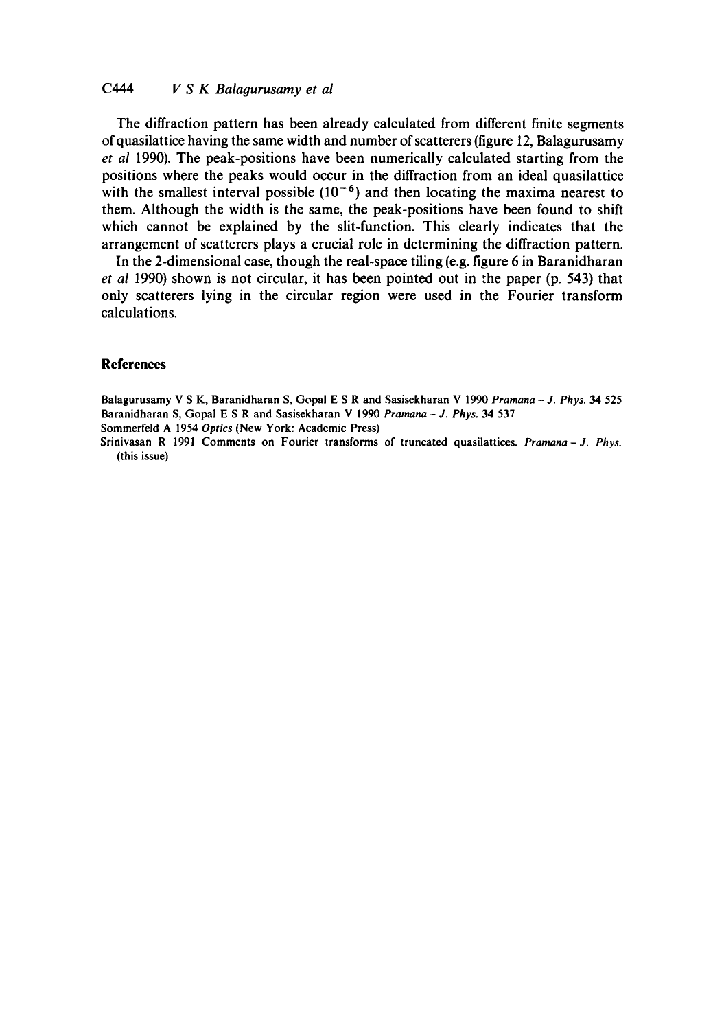The diffraction pattern has been already calculated from different finite segments of quasilattice having the same width and number of scatterers (figure 12, Balagurusamy *et al* 1990). The peak-positions have been numerically calculated starting from the positions where the peaks would occur in the diffraction from an ideal quasilattice with the smallest interval possible ($10^{-6}$) and then locating the maxima nearest to them. Although the width is the same, the peak-positions have been found to shift which cannot be explained by the slit-function. This clearly indicates that the arrangement of scatterers plays a crucial role in determining the diffraction pattern.

In the 2-dimensional case, though the real-space tiling (e.g. figure 6 in Baranidharan *et al* 1990) shown is not circular, it has been pointed out in the paper (p. 543) that only scatterers lying in the circular region were used in the Fourier transform calculations.

## References

Balagurusamy V S K, Baranidharan S, Gopal E S R and Sasisekharan V 1990 *Pramana – J. Phys.* **34** 525

Baranidharan S, Gopal E S R and Sasisekharan V 1990 *Pramana – J. Phys.* **34** 537

Sommerfeld A 1954 *Optics* (New York: Academic Press)

Srinivasan R 1991 Comments on Fourier transforms of truncated quasilattices. *Pramana – J. Phys.* (this issue)